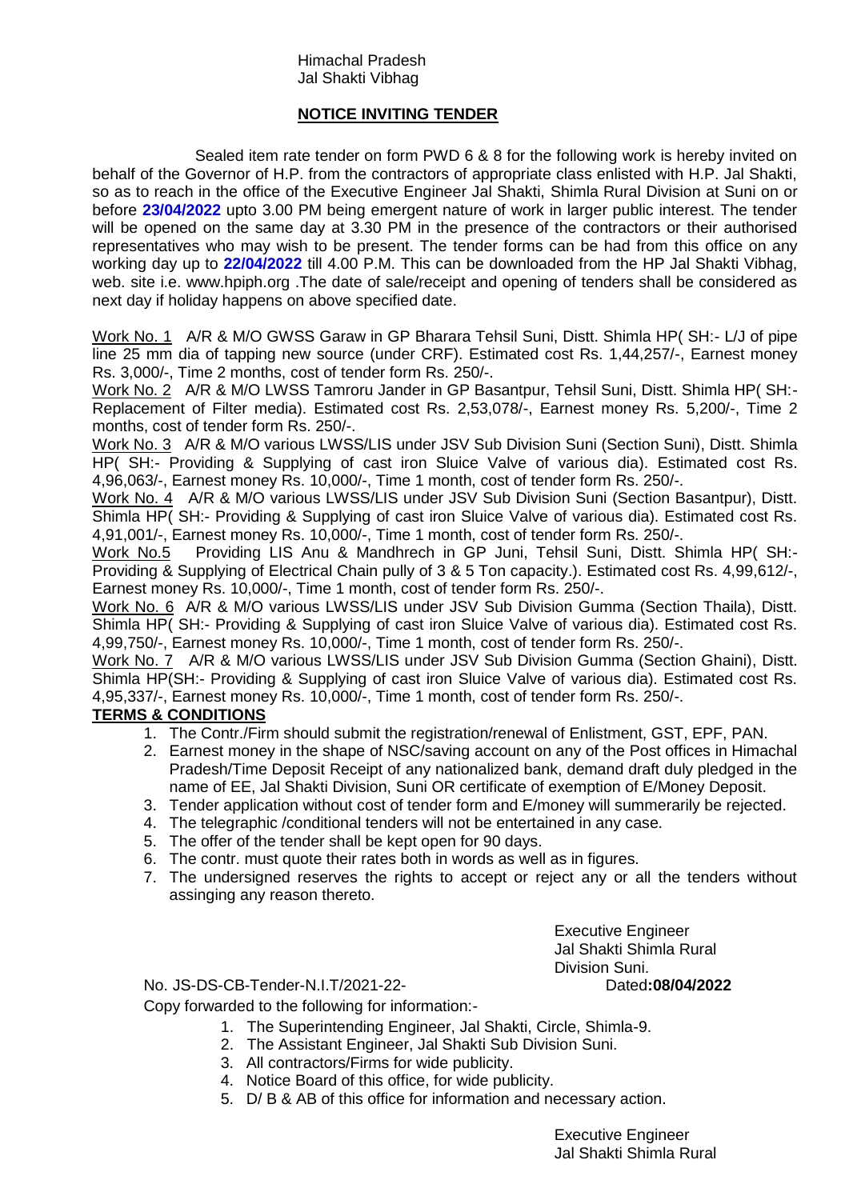Himachal Pradesh
Jal Shakti Vibhag

## NOTICE INVITING TENDER

Sealed item rate tender on form PWD 6 & 8 for the following work is hereby invited on behalf of the Governor of H.P. from the contractors of appropriate class enlisted with H.P. Jal Shakti, so as to reach in the office of the Executive Engineer Jal Shakti, Shimla Rural Division at Suni on or before **23/04/2022** upto 3.00 PM being emergent nature of work in larger public interest. The tender will be opened on the same day at 3.30 PM in the presence of the contractors or their authorised representatives who may wish to be present. The tender forms can be had from this office on any working day up to **22/04/2022** till 4.00 P.M. This can be downloaded from the HP Jal Shakti Vibhag, web. site i.e. www.hpiph.org .The date of sale/receipt and opening of tenders shall be considered as next day if holiday happens on above specified date.

Work No. 1 A/R & M/O GWSS Garaw in GP Bharara Tehsil Suni, Distt. Shimla HP( SH:- L/J of pipe line 25 mm dia of tapping new source (under CRF). Estimated cost Rs. 1,44,257/-, Earnest money Rs. 3,000/-, Time 2 months, cost of tender form Rs. 250/-.

Work No. 2 A/R & M/O LWSS Tamroru Jander in GP Basantpur, Tehsil Suni, Distt. Shimla HP( SH:- Replacement of Filter media). Estimated cost Rs. 2,53,078/-, Earnest money Rs. 5,200/-, Time 2 months, cost of tender form Rs. 250/-.

Work No. 3 A/R & M/O various LWSS/LIS under JSV Sub Division Suni (Section Suni), Distt. Shimla HP( SH:- Providing & Supplying of cast iron Sluice Valve of various dia). Estimated cost Rs. 4,96,063/-, Earnest money Rs. 10,000/-, Time 1 month, cost of tender form Rs. 250/-.

Work No. 4 A/R & M/O various LWSS/LIS under JSV Sub Division Suni (Section Basantpur), Distt. Shimla HP( SH:- Providing & Supplying of cast iron Sluice Valve of various dia). Estimated cost Rs. 4,91,001/-, Earnest money Rs. 10,000/-, Time 1 month, cost of tender form Rs. 250/-.

Work No.5 Providing LIS Anu & Mandhrech in GP Juni, Tehsil Suni, Distt. Shimla HP( SH:- Providing & Supplying of Electrical Chain pully of 3 & 5 Ton capacity.). Estimated cost Rs. 4,99,612/-, Earnest money Rs. 10,000/-, Time 1 month, cost of tender form Rs. 250/-.

Work No. 6 A/R & M/O various LWSS/LIS under JSV Sub Division Gumma (Section Thaila), Distt. Shimla HP( SH:- Providing & Supplying of cast iron Sluice Valve of various dia). Estimated cost Rs. 4,99,750/-, Earnest money Rs. 10,000/-, Time 1 month, cost of tender form Rs. 250/-.

Work No. 7 A/R & M/O various LWSS/LIS under JSV Sub Division Gumma (Section Ghaini), Distt. Shimla HP(SH:- Providing & Supplying of cast iron Sluice Valve of various dia). Estimated cost Rs. 4,95,337/-, Earnest money Rs. 10,000/-, Time 1 month, cost of tender form Rs. 250/-.

**TERMS & CONDITIONS**

1. The Contr./Firm should submit the registration/renewal of Enlistment, GST, EPF, PAN.
2. Earnest money in the shape of NSC/saving account on any of the Post offices in Himachal Pradesh/Time Deposit Receipt of any nationalized bank, demand draft duly pledged in the name of EE, Jal Shakti Division, Suni OR certificate of exemption of E/Money Deposit.
3. Tender application without cost of tender form and E/money will summerarily be rejected.
4. The telegraphic /conditional tenders will not be entertained in any case.
5. The offer of the tender shall be kept open for 90 days.
6. The contr. must quote their rates both in words as well as in figures.
7. The undersigned reserves the rights to accept or reject any or all the tenders without assinging any reason thereto.

Executive Engineer
Jal Shakti Shimla Rural
Division Suni.

No. JS-DS-CB-Tender-N.I.T/2021-22- Dated**:08/04/2022**

Copy forwarded to the following for information:-

1. The Superintending Engineer, Jal Shakti, Circle, Shimla-9.
2. The Assistant Engineer, Jal Shakti Sub Division Suni.
3. All contractors/Firms for wide publicity.
4. Notice Board of this office, for wide publicity.
5. D/ B & AB of this office for information and necessary action.

Executive Engineer
Jal Shakti Shimla Rural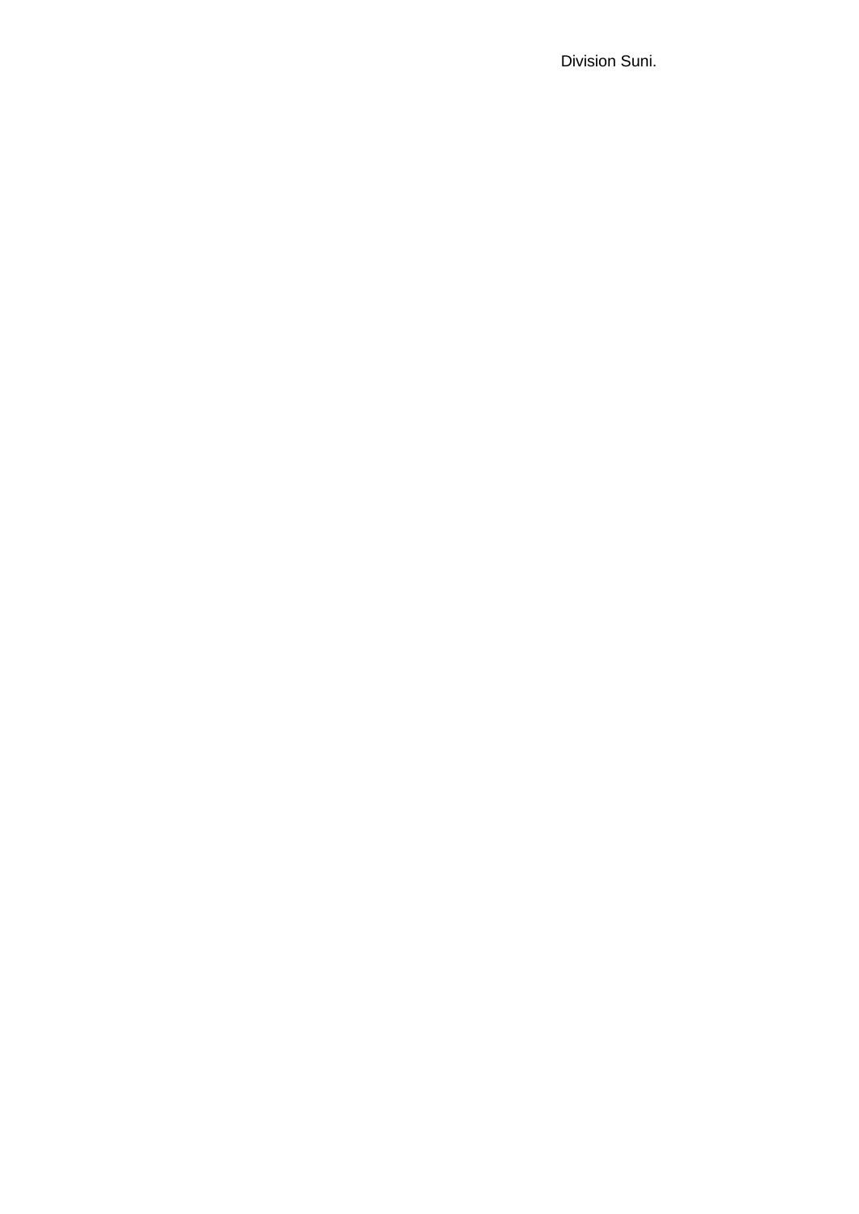Division Suni.